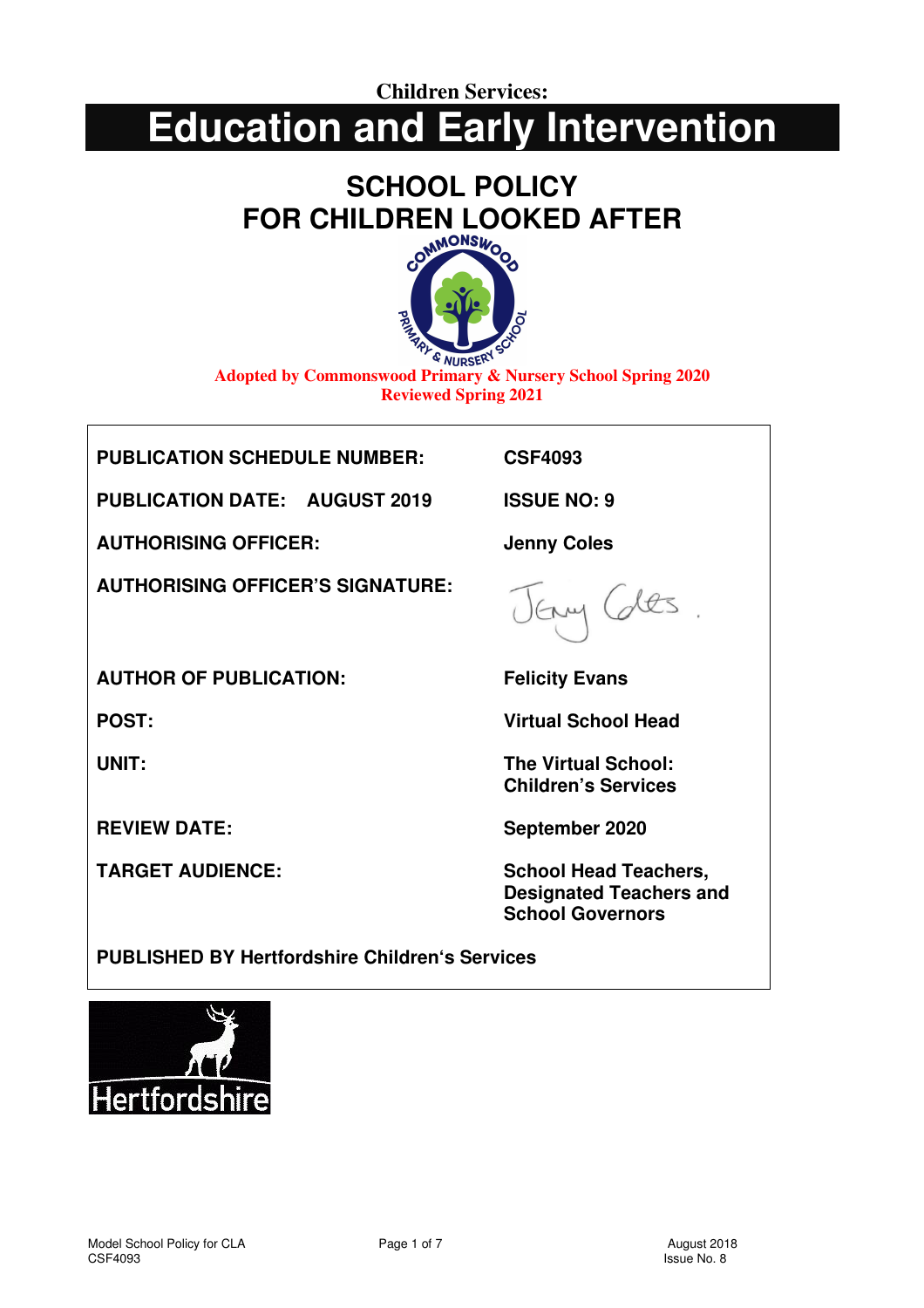**Children Services:**

# Education and Early Intervention

## SCHOOL POLICY FOR CHILDREN LOOKED AFTER

**Adopted by Commonswood Primary & Nursery School Spring 2020**
**Reviewed Spring 2021**

| | |
|---|---|
| **PUBLICATION SCHEDULE NUMBER:** | **CSF4093** |
| **PUBLICATION DATE: AUGUST 2019** | **ISSUE NO: 9** |
| **AUTHORISING OFFICER:** | **Jenny Coles** |
| **AUTHORISING OFFICER'S SIGNATURE:** | Jenny Coles |
| **AUTHOR OF PUBLICATION:** | **Felicity Evans** |
| **POST:** | **Virtual School Head** |
| **UNIT:** | **The Virtual School: Children's Services** |
| **REVIEW DATE:** | **September 2020** |
| **TARGET AUDIENCE:** | **School Head Teachers, Designated Teachers and School Governors** |

**PUBLISHED BY Hertfordshire Children's Services**

Hertfordshire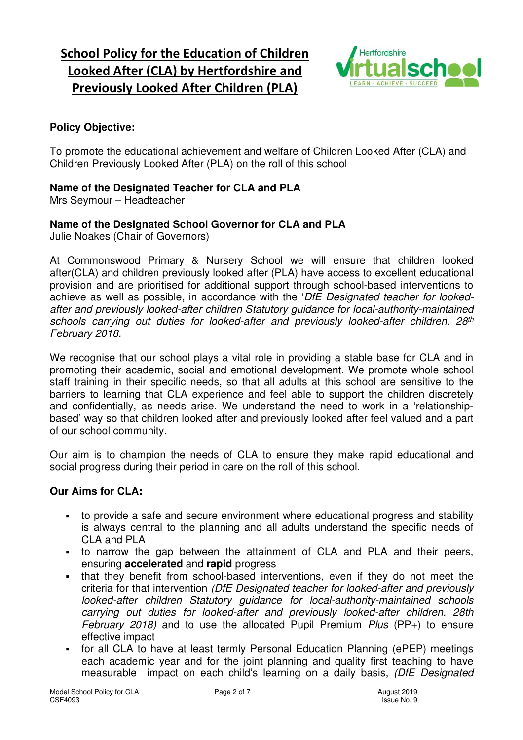# School Policy for the Education of Children Looked After (CLA) by Hertfordshire and Previously Looked After Children (PLA)

**Policy Objective:**

To promote the educational achievement and welfare of Children Looked After (CLA) and Children Previously Looked After (PLA) on the roll of this school

**Name of the Designated Teacher for CLA and PLA**
Mrs Seymour – Headteacher

**Name of the Designated School Governor for CLA and PLA**
Julie Noakes (Chair of Governors)

At Commonswood Primary & Nursery School we will ensure that children looked after(CLA) and children previously looked after (PLA) have access to excellent educational provision and are prioritised for additional support through school-based interventions to achieve as well as possible, in accordance with the '*DfE Designated teacher for looked-after and previously looked-after children Statutory guidance for local-authority-maintained schools carrying out duties for looked-after and previously looked-after children. 28th February 2018.*

We recognise that our school plays a vital role in providing a stable base for CLA and in promoting their academic, social and emotional development. We promote whole school staff training in their specific needs, so that all adults at this school are sensitive to the barriers to learning that CLA experience and feel able to support the children discretely and confidentially, as needs arise. We understand the need to work in a 'relationship-based' way so that children looked after and previously looked after feel valued and a part of our school community.

Our aim is to champion the needs of CLA to ensure they make rapid educational and social progress during their period in care on the roll of this school.

**Our Aims for CLA:**

- to provide a safe and secure environment where educational progress and stability is always central to the planning and all adults understand the specific needs of CLA and PLA
- to narrow the gap between the attainment of CLA and PLA and their peers, ensuring **accelerated** and **rapid** progress
- that they benefit from school-based interventions, even if they do not meet the criteria for that intervention *(DfE Designated teacher for looked-after and previously looked-after children Statutory guidance for local-authority-maintained schools carrying out duties for looked-after and previously looked-after children. 28th February 2018)* and to use the allocated Pupil Premium *Plus* (PP+) to ensure effective impact
- for all CLA to have at least termly Personal Education Planning (ePEP) meetings each academic year and for the joint planning and quality first teaching to have measurable impact on each child's learning on a daily basis, *(DfE Designated*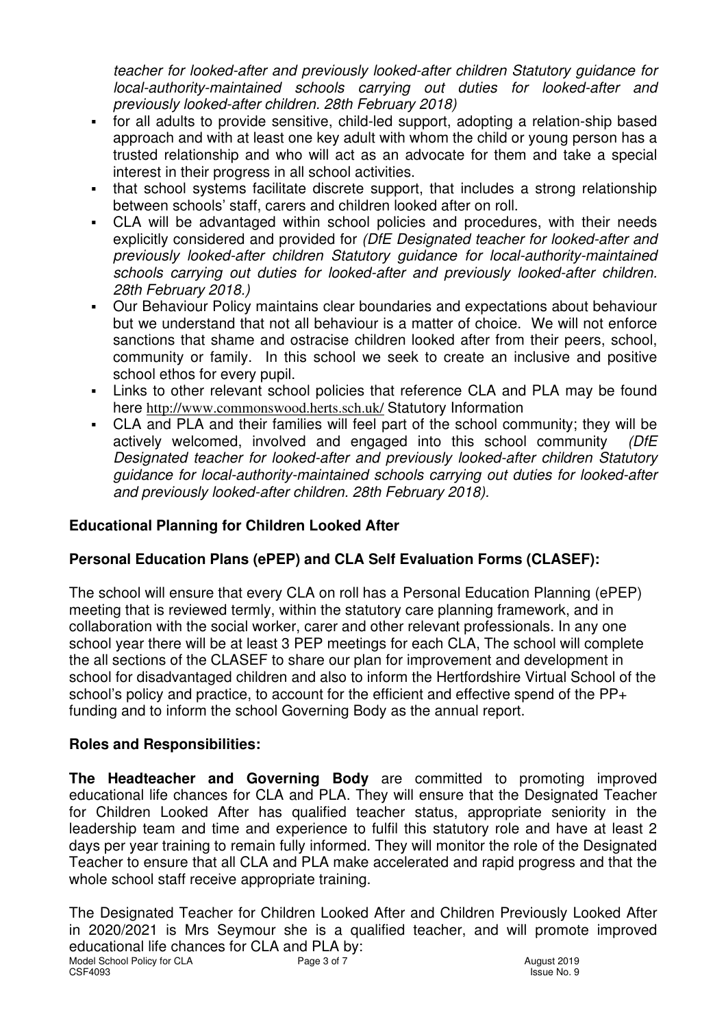*teacher for looked-after and previously looked-after children Statutory guidance for local-authority-maintained schools carrying out duties for looked-after and previously looked-after children. 28th February 2018)*

- for all adults to provide sensitive, child-led support, adopting a relation-ship based approach and with at least one key adult with whom the child or young person has a trusted relationship and who will act as an advocate for them and take a special interest in their progress in all school activities.
- that school systems facilitate discrete support, that includes a strong relationship between schools' staff, carers and children looked after on roll.
- CLA will be advantaged within school policies and procedures, with their needs explicitly considered and provided for *(DfE Designated teacher for looked-after and previously looked-after children Statutory guidance for local-authority-maintained schools carrying out duties for looked-after and previously looked-after children. 28th February 2018.)*
- Our Behaviour Policy maintains clear boundaries and expectations about behaviour but we understand that not all behaviour is a matter of choice. We will not enforce sanctions that shame and ostracise children looked after from their peers, school, community or family. In this school we seek to create an inclusive and positive school ethos for every pupil.
- Links to other relevant school policies that reference CLA and PLA may be found here http://www.commonswood.herts.sch.uk/ Statutory Information
- CLA and PLA and their families will feel part of the school community; they will be actively welcomed, involved and engaged into this school community *(DfE Designated teacher for looked-after and previously looked-after children Statutory guidance for local-authority-maintained schools carrying out duties for looked-after and previously looked-after children. 28th February 2018).*

## Educational Planning for Children Looked After

## Personal Education Plans (ePEP) and CLA Self Evaluation Forms (CLASEF):

The school will ensure that every CLA on roll has a Personal Education Planning (ePEP) meeting that is reviewed termly, within the statutory care planning framework, and in collaboration with the social worker, carer and other relevant professionals. In any one school year there will be at least 3 PEP meetings for each CLA, The school will complete the all sections of the CLASEF to share our plan for improvement and development in school for disadvantaged children and also to inform the Hertfordshire Virtual School of the school's policy and practice, to account for the efficient and effective spend of the PP+ funding and to inform the school Governing Body as the annual report.

## Roles and Responsibilities:

**The Headteacher and Governing Body** are committed to promoting improved educational life chances for CLA and PLA. They will ensure that the Designated Teacher for Children Looked After has qualified teacher status, appropriate seniority in the leadership team and time and experience to fulfil this statutory role and have at least 2 days per year training to remain fully informed. They will monitor the role of the Designated Teacher to ensure that all CLA and PLA make accelerated and rapid progress and that the whole school staff receive appropriate training.

The Designated Teacher for Children Looked After and Children Previously Looked After in 2020/2021 is Mrs Seymour she is a qualified teacher, and will promote improved educational life chances for CLA and PLA by: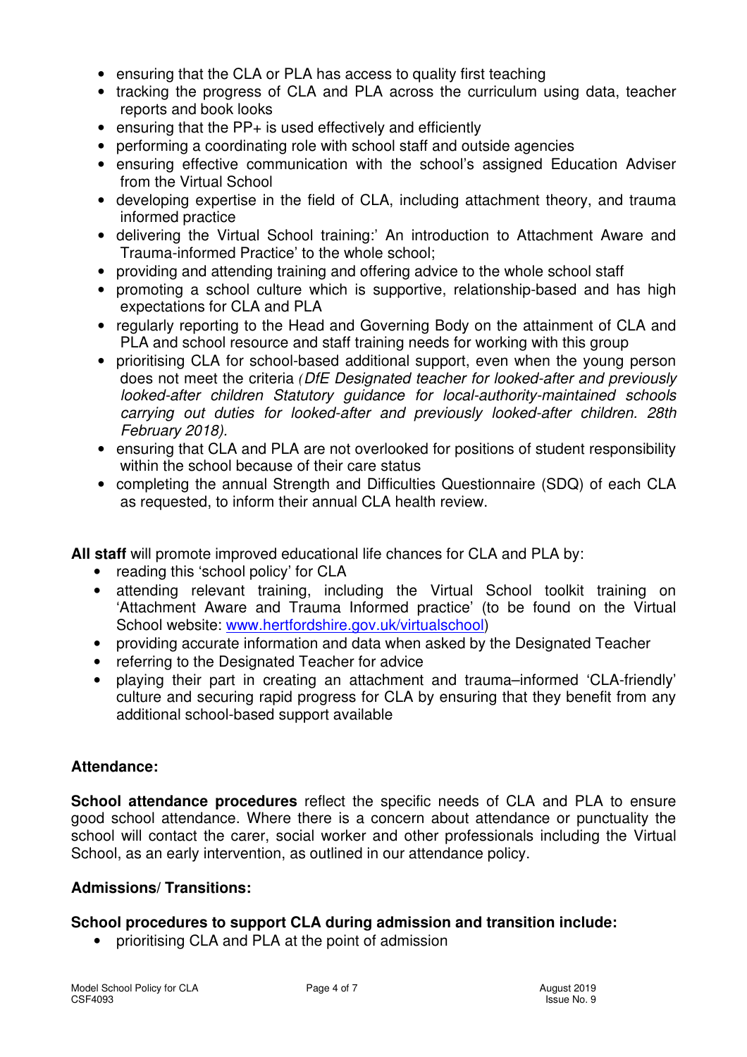- ensuring that the CLA or PLA has access to quality first teaching
- tracking the progress of CLA and PLA across the curriculum using data, teacher reports and book looks
- ensuring that the PP+ is used effectively and efficiently
- performing a coordinating role with school staff and outside agencies
- ensuring effective communication with the school's assigned Education Adviser from the Virtual School
- developing expertise in the field of CLA, including attachment theory, and trauma informed practice
- delivering the Virtual School training:' An introduction to Attachment Aware and Trauma-informed Practice' to the whole school;
- providing and attending training and offering advice to the whole school staff
- promoting a school culture which is supportive, relationship-based and has high expectations for CLA and PLA
- regularly reporting to the Head and Governing Body on the attainment of CLA and PLA and school resource and staff training needs for working with this group
- prioritising CLA for school-based additional support, even when the young person does not meet the criteria *(DfE Designated teacher for looked-after and previously looked-after children Statutory guidance for local-authority-maintained schools carrying out duties for looked-after and previously looked-after children. 28th February 2018).*
- ensuring that CLA and PLA are not overlooked for positions of student responsibility within the school because of their care status
- completing the annual Strength and Difficulties Questionnaire (SDQ) of each CLA as requested, to inform their annual CLA health review.

**All staff** will promote improved educational life chances for CLA and PLA by:

- reading this 'school policy' for CLA
- attending relevant training, including the Virtual School toolkit training on 'Attachment Aware and Trauma Informed practice' (to be found on the Virtual School website: [www.hertfordshire.gov.uk/virtualschool](www.hertfordshire.gov.uk/virtualschool))
- providing accurate information and data when asked by the Designated Teacher
- referring to the Designated Teacher for advice
- playing their part in creating an attachment and trauma–informed 'CLA-friendly' culture and securing rapid progress for CLA by ensuring that they benefit from any additional school-based support available

**Attendance:**

**School attendance procedures** reflect the specific needs of CLA and PLA to ensure good school attendance. Where there is a concern about attendance or punctuality the school will contact the carer, social worker and other professionals including the Virtual School, as an early intervention, as outlined in our attendance policy.

**Admissions/ Transitions:**

**School procedures to support CLA during admission and transition include:**

- prioritising CLA and PLA at the point of admission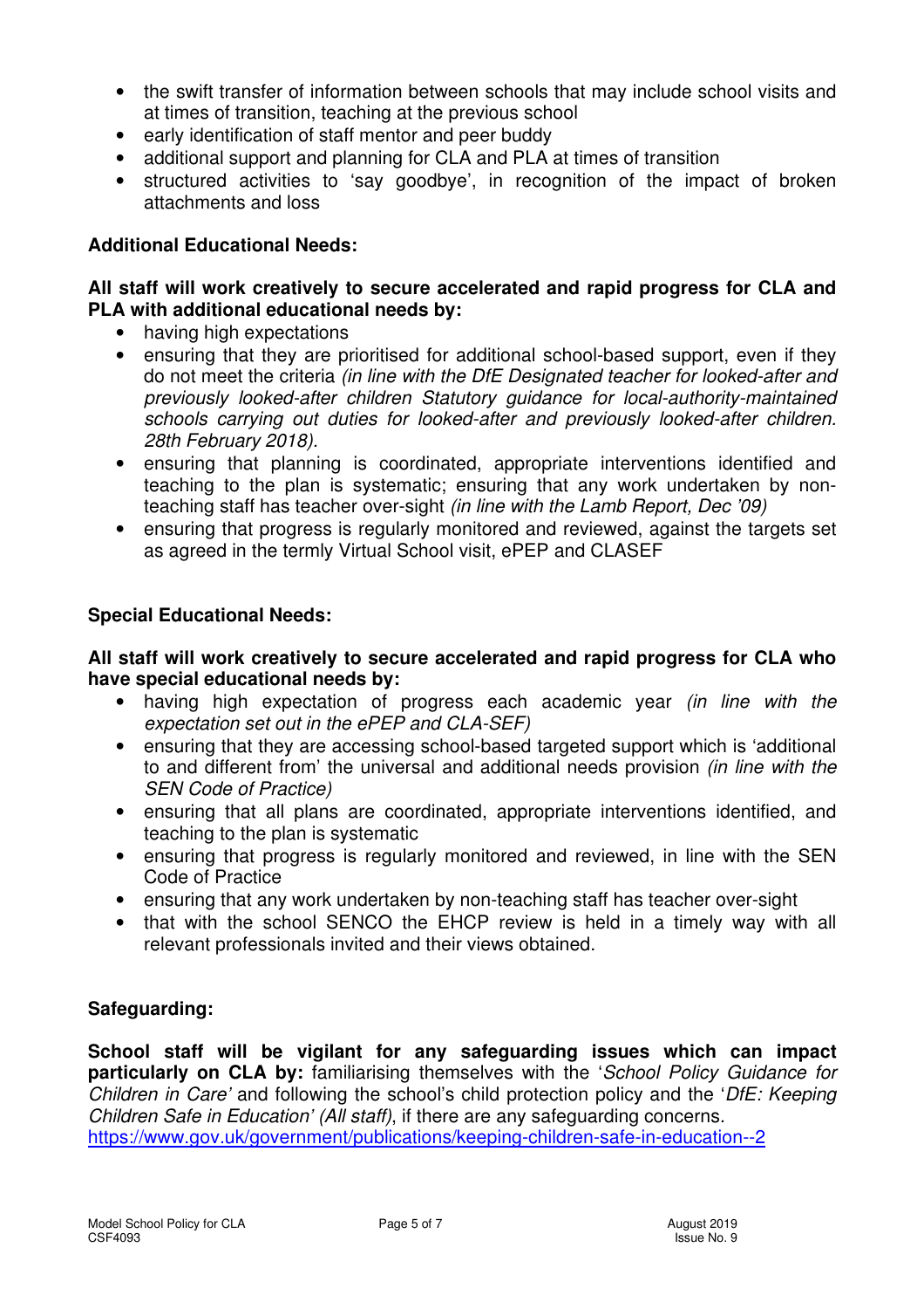- the swift transfer of information between schools that may include school visits and at times of transition, teaching at the previous school
- early identification of staff mentor and peer buddy
- additional support and planning for CLA and PLA at times of transition
- structured activities to 'say goodbye', in recognition of the impact of broken attachments and loss

**Additional Educational Needs:**

**All staff will work creatively to secure accelerated and rapid progress for CLA and PLA with additional educational needs by:**

- having high expectations
- ensuring that they are prioritised for additional school-based support, even if they do not meet the criteria *(in line with the DfE Designated teacher for looked-after and previously looked-after children Statutory guidance for local-authority-maintained schools carrying out duties for looked-after and previously looked-after children. 28th February 2018).*
- ensuring that planning is coordinated, appropriate interventions identified and teaching to the plan is systematic; ensuring that any work undertaken by non-teaching staff has teacher over-sight *(in line with the Lamb Report, Dec '09)*
- ensuring that progress is regularly monitored and reviewed, against the targets set as agreed in the termly Virtual School visit, ePEP and CLASEF

**Special Educational Needs:**

**All staff will work creatively to secure accelerated and rapid progress for CLA who have special educational needs by:**

- having high expectation of progress each academic year *(in line with the expectation set out in the ePEP and CLA-SEF)*
- ensuring that they are accessing school-based targeted support which is 'additional to and different from' the universal and additional needs provision *(in line with the SEN Code of Practice)*
- ensuring that all plans are coordinated, appropriate interventions identified, and teaching to the plan is systematic
- ensuring that progress is regularly monitored and reviewed, in line with the SEN Code of Practice
- ensuring that any work undertaken by non-teaching staff has teacher over-sight
- that with the school SENCO the EHCP review is held in a timely way with all relevant professionals invited and their views obtained.

**Safeguarding:**

**School staff will be vigilant for any safeguarding issues which can impact particularly on CLA by:** familiarising themselves with the '*School Policy Guidance for Children in Care'* and following the school's child protection policy and the '*DfE: Keeping Children Safe in Education' (All staff)*, if there are any safeguarding concerns.
https://www.gov.uk/government/publications/keeping-children-safe-in-education--2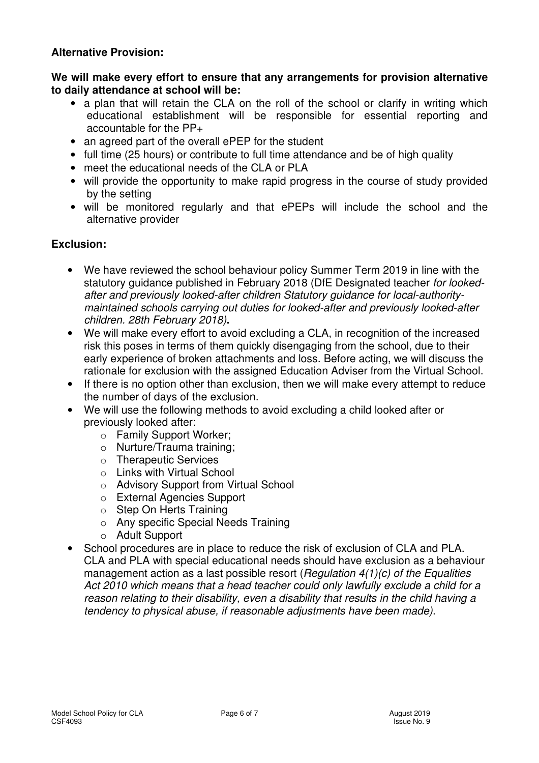**Alternative Provision:**

**We will make every effort to ensure that any arrangements for provision alternative to daily attendance at school will be:**

- a plan that will retain the CLA on the roll of the school or clarify in writing which educational establishment will be responsible for essential reporting and accountable for the PP+
- an agreed part of the overall ePEP for the student
- full time (25 hours) or contribute to full time attendance and be of high quality
- meet the educational needs of the CLA or PLA
- will provide the opportunity to make rapid progress in the course of study provided by the setting
- will be monitored regularly and that ePEPs will include the school and the alternative provider

**Exclusion:**

- We have reviewed the school behaviour policy Summer Term 2019 in line with the statutory guidance published in February 2018 (DfE Designated teacher *for looked-after and previously looked-after children Statutory guidance for local-authority-maintained schools carrying out duties for looked-after and previously looked-after children. 28th February 2018)***.**
- We will make every effort to avoid excluding a CLA, in recognition of the increased risk this poses in terms of them quickly disengaging from the school, due to their early experience of broken attachments and loss. Before acting, we will discuss the rationale for exclusion with the assigned Education Adviser from the Virtual School.
- If there is no option other than exclusion, then we will make every attempt to reduce the number of days of the exclusion.
- We will use the following methods to avoid excluding a child looked after or previously looked after:
  - Family Support Worker;
  - Nurture/Trauma training;
  - Therapeutic Services
  - Links with Virtual School
  - Advisory Support from Virtual School
  - External Agencies Support
  - Step On Herts Training
  - Any specific Special Needs Training
  - Adult Support
- School procedures are in place to reduce the risk of exclusion of CLA and PLA. CLA and PLA with special educational needs should have exclusion as a behaviour management action as a last possible resort (*Regulation 4(1)(c) of the Equalities Act 2010 which means that a head teacher could only lawfully exclude a child for a reason relating to their disability, even a disability that results in the child having a tendency to physical abuse, if reasonable adjustments have been made)*.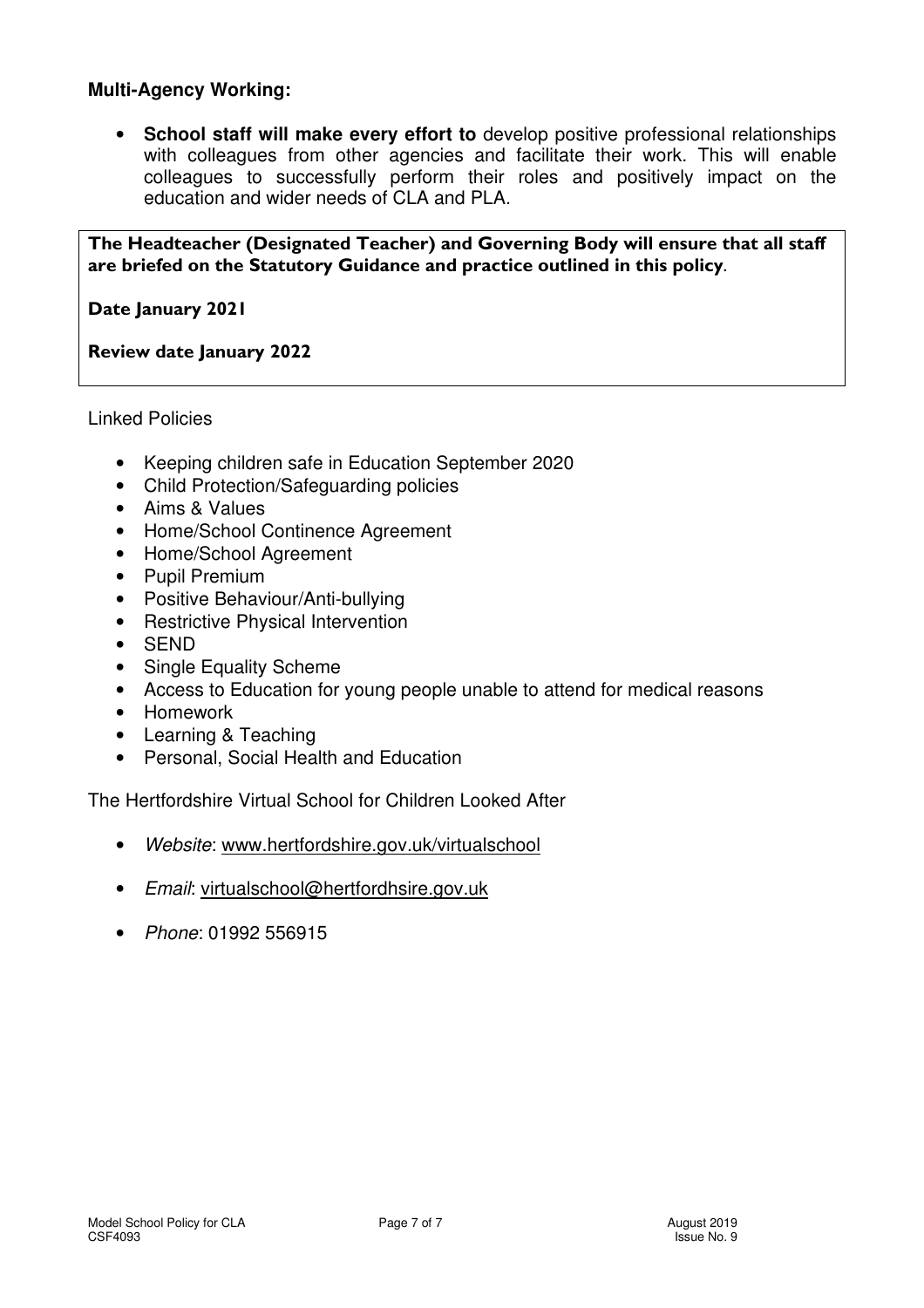**Multi-Agency Working:**

- **School staff will make every effort to** develop positive professional relationships with colleagues from other agencies and facilitate their work. This will enable colleagues to successfully perform their roles and positively impact on the education and wider needs of CLA and PLA.

**The Headteacher (Designated Teacher) and Governing Body will ensure that all staff are briefed on the Statutory Guidance and practice outlined in this policy**.

**Date January 2021**

**Review date January 2022**

Linked Policies

- Keeping children safe in Education September 2020
- Child Protection/Safeguarding policies
- Aims & Values
- Home/School Continence Agreement
- Home/School Agreement
- Pupil Premium
- Positive Behaviour/Anti-bullying
- Restrictive Physical Intervention
- SEND
- Single Equality Scheme
- Access to Education for young people unable to attend for medical reasons
- Homework
- Learning & Teaching
- Personal, Social Health and Education

The Hertfordshire Virtual School for Children Looked After

- *Website*: www.hertfordshire.gov.uk/virtualschool
- *Email*: virtualschool@hertfordhsire.gov.uk
- *Phone*: 01992 556915